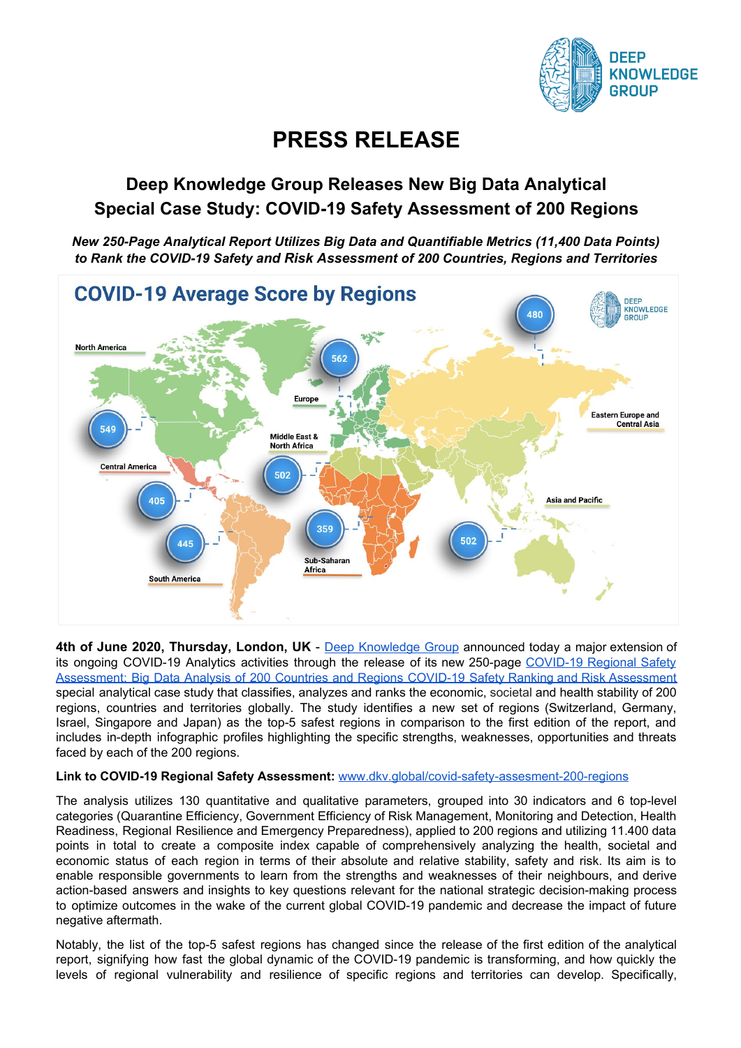# PRESS RELEASE

## Deep Knowledge Group Releases New Big Data Analytical Special Case Study: COVID-19 Safety Assessment of 200 Regions

***New 250-Page Analytical Report Utilizes Big Data and Quantifiable Metrics (11,400 Data Points) to Rank the COVID-19 Safety and Risk Assessment of 200 Countries, Regions and Territories***

**4th of June 2020, Thursday, London, UK** - Deep Knowledge Group announced today a major extension of its ongoing COVID-19 Analytics activities through the release of its new 250-page COVID-19 Regional Safety Assessment: Big Data Analysis of 200 Countries and Regions COVID-19 Safety Ranking and Risk Assessment special analytical case study that classifies, analyzes and ranks the economic, societal and health stability of 200 regions, countries and territories globally. The study identifies a new set of regions (Switzerland, Germany, Israel, Singapore and Japan) as the top-5 safest regions in comparison to the first edition of the report, and includes in-depth infographic profiles highlighting the specific strengths, weaknesses, opportunities and threats faced by each of the 200 regions.

**Link to COVID-19 Regional Safety Assessment:** www.dkv.global/covid-safety-assesment-200-regions

The analysis utilizes 130 quantitative and qualitative parameters, grouped into 30 indicators and 6 top-level categories (Quarantine Efficiency, Government Efficiency of Risk Management, Monitoring and Detection, Health Readiness, Regional Resilience and Emergency Preparedness), applied to 200 regions and utilizing 11.400 data points in total to create a composite index capable of comprehensively analyzing the health, societal and economic status of each region in terms of their absolute and relative stability, safety and risk. Its aim is to enable responsible governments to learn from the strengths and weaknesses of their neighbours, and derive action-based answers and insights to key questions relevant for the national strategic decision-making process to optimize outcomes in the wake of the current global COVID-19 pandemic and decrease the impact of future negative aftermath.

Notably, the list of the top-5 safest regions has changed since the release of the first edition of the analytical report, signifying how fast the global dynamic of the COVID-19 pandemic is transforming, and how quickly the levels of regional vulnerability and resilience of specific regions and territories can develop. Specifically,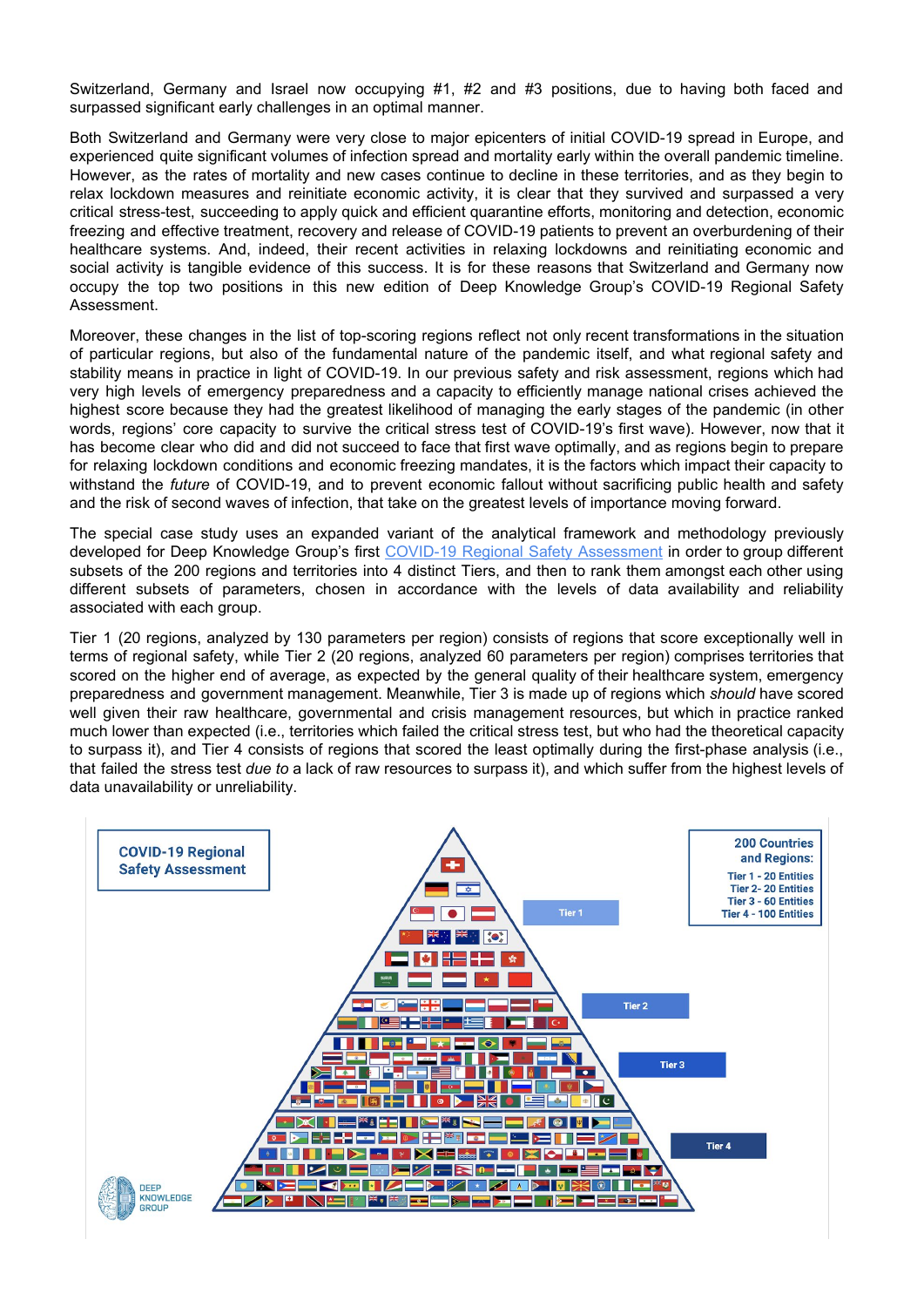Switzerland, Germany and Israel now occupying #1, #2 and #3 positions, due to having both faced and surpassed significant early challenges in an optimal manner.

Both Switzerland and Germany were very close to major epicenters of initial COVID-19 spread in Europe, and experienced quite significant volumes of infection spread and mortality early within the overall pandemic timeline. However, as the rates of mortality and new cases continue to decline in these territories, and as they begin to relax lockdown measures and reinitiate economic activity, it is clear that they survived and surpassed a very critical stress-test, succeeding to apply quick and efficient quarantine efforts, monitoring and detection, economic freezing and effective treatment, recovery and release of COVID-19 patients to prevent an overburdening of their healthcare systems. And, indeed, their recent activities in relaxing lockdowns and reinitiating economic and social activity is tangible evidence of this success. It is for these reasons that Switzerland and Germany now occupy the top two positions in this new edition of Deep Knowledge Group's COVID-19 Regional Safety Assessment.

Moreover, these changes in the list of top-scoring regions reflect not only recent transformations in the situation of particular regions, but also of the fundamental nature of the pandemic itself, and what regional safety and stability means in practice in light of COVID-19. In our previous safety and risk assessment, regions which had very high levels of emergency preparedness and a capacity to efficiently manage national crises achieved the highest score because they had the greatest likelihood of managing the early stages of the pandemic (in other words, regions' core capacity to survive the critical stress test of COVID-19's first wave). However, now that it has become clear who did and did not succeed to face that first wave optimally, and as regions begin to prepare for relaxing lockdown conditions and economic freezing mandates, it is the factors which impact their capacity to withstand the *future* of COVID-19, and to prevent economic fallout without sacrificing public health and safety and the risk of second waves of infection, that take on the greatest levels of importance moving forward.

The special case study uses an expanded variant of the analytical framework and methodology previously developed for Deep Knowledge Group's first [COVID-19 Regional Safety Assessment](#) in order to group different subsets of the 200 regions and territories into 4 distinct Tiers, and then to rank them amongst each other using different subsets of parameters, chosen in accordance with the levels of data availability and reliability associated with each group.

Tier 1 (20 regions, analyzed by 130 parameters per region) consists of regions that score exceptionally well in terms of regional safety, while Tier 2 (20 regions, analyzed 60 parameters per region) comprises territories that scored on the higher end of average, as expected by the general quality of their healthcare system, emergency preparedness and government management. Meanwhile, Tier 3 is made up of regions which *should* have scored well given their raw healthcare, governmental and crisis management resources, but which in practice ranked much lower than expected (i.e., territories which failed the critical stress test, but who had the theoretical capacity to surpass it), and Tier 4 consists of regions that scored the least optimally during the first-phase analysis (i.e., that failed the stress test *due to* a lack of raw resources to surpass it), and which suffer from the highest levels of data unavailability or unreliability.

**COVID-19 Regional Safety Assessment**

**200 Countries and Regions:**
Tier 1 - 20 Entities
Tier 2 - 20 Entities
Tier 3 - 60 Entities
Tier 4 - 100 Entities

Tier 1

Tier 2

Tier 3

Tier 4

DEEP KNOWLEDGE GROUP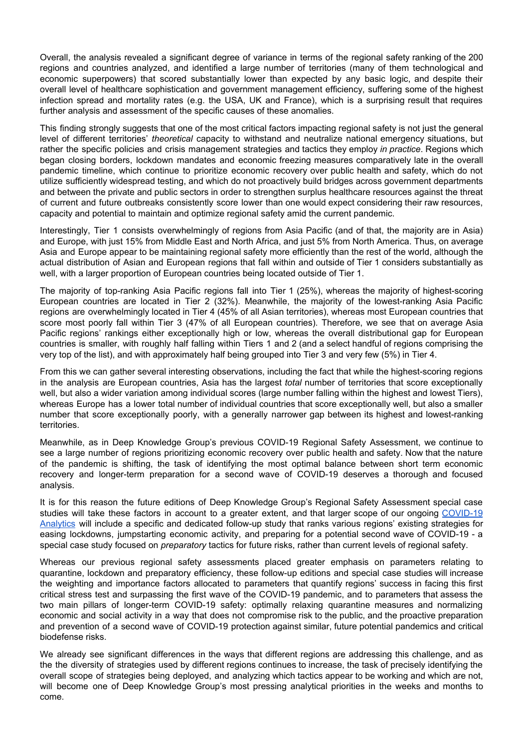Overall, the analysis revealed a significant degree of variance in terms of the regional safety ranking of the 200 regions and countries analyzed, and identified a large number of territories (many of them technological and economic superpowers) that scored substantially lower than expected by any basic logic, and despite their overall level of healthcare sophistication and government management efficiency, suffering some of the highest infection spread and mortality rates (e.g. the USA, UK and France), which is a surprising result that requires further analysis and assessment of the specific causes of these anomalies.

This finding strongly suggests that one of the most critical factors impacting regional safety is not just the general level of different territories' *theoretical* capacity to withstand and neutralize national emergency situations, but rather the specific policies and crisis management strategies and tactics they employ *in practice*. Regions which began closing borders, lockdown mandates and economic freezing measures comparatively late in the overall pandemic timeline, which continue to prioritize economic recovery over public health and safety, which do not utilize sufficiently widespread testing, and which do not proactively build bridges across government departments and between the private and public sectors in order to strengthen surplus healthcare resources against the threat of current and future outbreaks consistently score lower than one would expect considering their raw resources, capacity and potential to maintain and optimize regional safety amid the current pandemic.

Interestingly, Tier 1 consists overwhelmingly of regions from Asia Pacific (and of that, the majority are in Asia) and Europe, with just 15% from Middle East and North Africa, and just 5% from North America. Thus, on average Asia and Europe appear to be maintaining regional safety more efficiently than the rest of the world, although the actual distribution of Asian and European regions that fall within and outside of Tier 1 considers substantially as well, with a larger proportion of European countries being located outside of Tier 1.

The majority of top-ranking Asia Pacific regions fall into Tier 1 (25%), whereas the majority of highest-scoring European countries are located in Tier 2 (32%). Meanwhile, the majority of the lowest-ranking Asia Pacific regions are overwhelmingly located in Tier 4 (45% of all Asian territories), whereas most European countries that score most poorly fall within Tier 3 (47% of all European countries). Therefore, we see that on average Asia Pacific regions' rankings either exceptionally high or low, whereas the overall distributional gap for European countries is smaller, with roughly half falling within Tiers 1 and 2 (and a select handful of regions comprising the very top of the list), and with approximately half being grouped into Tier 3 and very few (5%) in Tier 4.

From this we can gather several interesting observations, including the fact that while the highest-scoring regions in the analysis are European countries, Asia has the largest *total* number of territories that score exceptionally well, but also a wider variation among individual scores (large number falling within the highest and lowest Tiers), whereas Europe has a lower total number of individual countries that score exceptionally well, but also a smaller number that score exceptionally poorly, with a generally narrower gap between its highest and lowest-ranking territories.

Meanwhile, as in Deep Knowledge Group's previous COVID-19 Regional Safety Assessment, we continue to see a large number of regions prioritizing economic recovery over public health and safety. Now that the nature of the pandemic is shifting, the task of identifying the most optimal balance between short term economic recovery and longer-term preparation for a second wave of COVID-19 deserves a thorough and focused analysis.

It is for this reason the future editions of Deep Knowledge Group's Regional Safety Assessment special case studies will take these factors in account to a greater extent, and that larger scope of our ongoing COVID-19 Analytics will include a specific and dedicated follow-up study that ranks various regions' existing strategies for easing lockdowns, jumpstarting economic activity, and preparing for a potential second wave of COVID-19 - a special case study focused on *preparatory* tactics for future risks, rather than current levels of regional safety.

Whereas our previous regional safety assessments placed greater emphasis on parameters relating to quarantine, lockdown and preparatory efficiency, these follow-up editions and special case studies will increase the weighting and importance factors allocated to parameters that quantify regions' success in facing this first critical stress test and surpassing the first wave of the COVID-19 pandemic, and to parameters that assess the two main pillars of longer-term COVID-19 safety: optimally relaxing quarantine measures and normalizing economic and social activity in a way that does not compromise risk to the public, and the proactive preparation and prevention of a second wave of COVID-19 protection against similar, future potential pandemics and critical biodefense risks.

We already see significant differences in the ways that different regions are addressing this challenge, and as the the diversity of strategies used by different regions continues to increase, the task of precisely identifying the overall scope of strategies being deployed, and analyzing which tactics appear to be working and which are not, will become one of Deep Knowledge Group's most pressing analytical priorities in the weeks and months to come.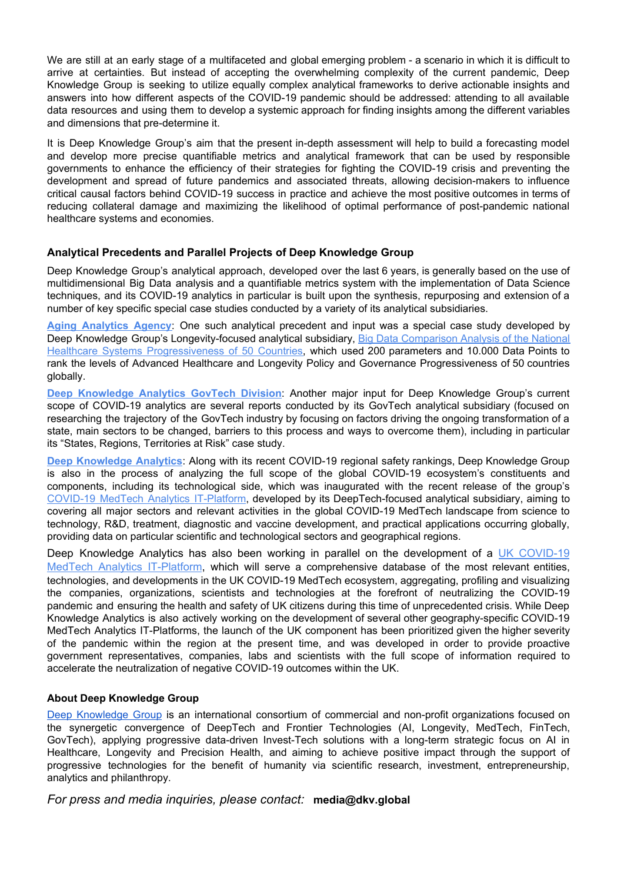We are still at an early stage of a multifaceted and global emerging problem - a scenario in which it is difficult to arrive at certainties. But instead of accepting the overwhelming complexity of the current pandemic, Deep Knowledge Group is seeking to utilize equally complex analytical frameworks to derive actionable insights and answers into how different aspects of the COVID-19 pandemic should be addressed: attending to all available data resources and using them to develop a systemic approach for finding insights among the different variables and dimensions that pre-determine it.

It is Deep Knowledge Group's aim that the present in-depth assessment will help to build a forecasting model and develop more precise quantifiable metrics and analytical framework that can be used by responsible governments to enhance the efficiency of their strategies for fighting the COVID-19 crisis and preventing the development and spread of future pandemics and associated threats, allowing decision-makers to influence critical causal factors behind COVID-19 success in practice and achieve the most positive outcomes in terms of reducing collateral damage and maximizing the likelihood of optimal performance of post-pandemic national healthcare systems and economies.

### Analytical Precedents and Parallel Projects of Deep Knowledge Group

Deep Knowledge Group's analytical approach, developed over the last 6 years, is generally based on the use of multidimensional Big Data analysis and a quantifiable metrics system with the implementation of Data Science techniques, and its COVID-19 analytics in particular is built upon the synthesis, repurposing and extension of a number of key specific special case studies conducted by a variety of its analytical subsidiaries.

**Aging Analytics Agency**: One such analytical precedent and input was a special case study developed by Deep Knowledge Group's Longevity-focused analytical subsidiary, Big Data Comparison Analysis of the National Healthcare Systems Progressiveness of 50 Countries, which used 200 parameters and 10.000 Data Points to rank the levels of Advanced Healthcare and Longevity Policy and Governance Progressiveness of 50 countries globally.

**Deep Knowledge Analytics GovTech Division**: Another major input for Deep Knowledge Group's current scope of COVID-19 analytics are several reports conducted by its GovTech analytical subsidiary (focused on researching the trajectory of the GovTech industry by focusing on factors driving the ongoing transformation of a state, main sectors to be changed, barriers to this process and ways to overcome them), including in particular its "States, Regions, Territories at Risk" case study.

**Deep Knowledge Analytics**: Along with its recent COVID-19 regional safety rankings, Deep Knowledge Group is also in the process of analyzing the full scope of the global COVID-19 ecosystem's constituents and components, including its technological side, which was inaugurated with the recent release of the group's COVID-19 MedTech Analytics IT-Platform, developed by its DeepTech-focused analytical subsidiary, aiming to covering all major sectors and relevant activities in the global COVID-19 MedTech landscape from science to technology, R&D, treatment, diagnostic and vaccine development, and practical applications occurring globally, providing data on particular scientific and technological sectors and geographical regions.

Deep Knowledge Analytics has also been working in parallel on the development of a UK COVID-19 MedTech Analytics IT-Platform, which will serve a comprehensive database of the most relevant entities, technologies, and developments in the UK COVID-19 MedTech ecosystem, aggregating, profiling and visualizing the companies, organizations, scientists and technologies at the forefront of neutralizing the COVID-19 pandemic and ensuring the health and safety of UK citizens during this time of unprecedented crisis. While Deep Knowledge Analytics is also actively working on the development of several other geography-specific COVID-19 MedTech Analytics IT-Platforms, the launch of the UK component has been prioritized given the higher severity of the pandemic within the region at the present time, and was developed in order to provide proactive government representatives, companies, labs and scientists with the full scope of information required to accelerate the neutralization of negative COVID-19 outcomes within the UK.

### About Deep Knowledge Group

Deep Knowledge Group is an international consortium of commercial and non-profit organizations focused on the synergetic convergence of DeepTech and Frontier Technologies (AI, Longevity, MedTech, FinTech, GovTech), applying progressive data-driven Invest-Tech solutions with a long-term strategic focus on AI in Healthcare, Longevity and Precision Health, and aiming to achieve positive impact through the support of progressive technologies for the benefit of humanity via scientific research, investment, entrepreneurship, analytics and philanthropy.

*For press and media inquiries, please contact:* **media@dkv.global**